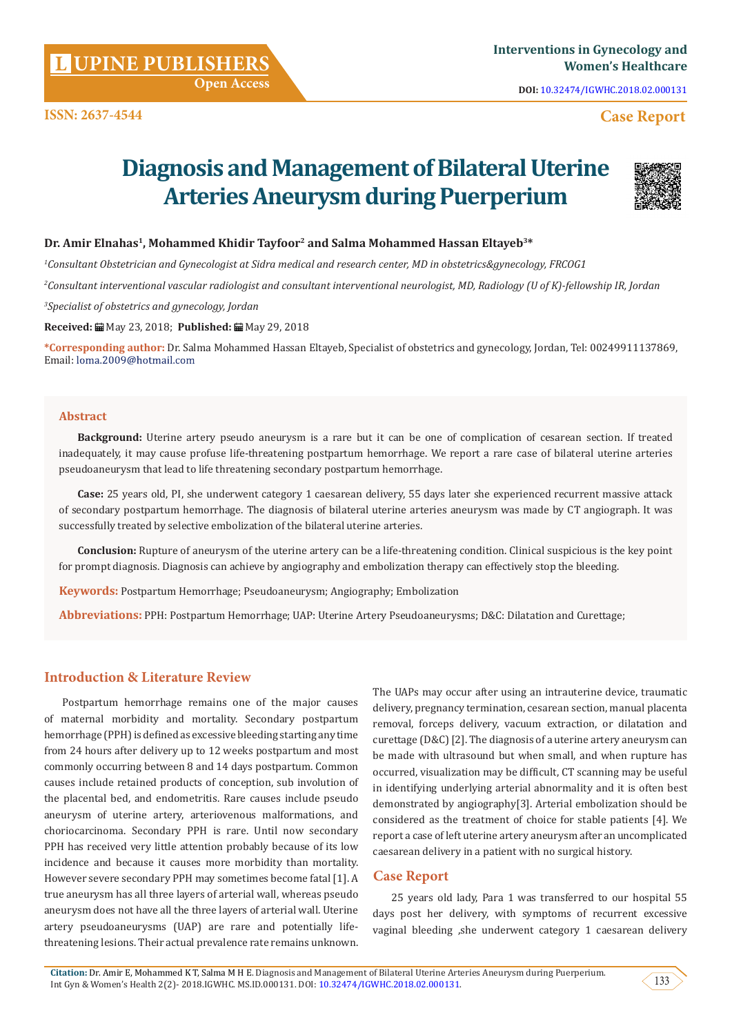ISSN: 2637-4544

**Interventions in Gynecology and Women's Healthcare**

**DOI:** 10.32474/IGWHC.2018.02.000131

**Case Report**

# Diagnosis and Management of Bilateral Uterine Arteries Aneurysm during Puerperium

**Dr. Amir Elnahas[1], Mohammed Khidir Tayfoor[2] and Salma Mohammed Hassan Eltayeb[3]***

[1]*Consultant Obstetrician and Gynecologist at Sidra medical and research center, MD in obstetrics&gynecology, FRCOG1*

[2]*Consultant interventional vascular radiologist and consultant interventional neurologist, MD, Radiology (U of K)-fellowship IR, Jordan*

[3]*Specialist of obstetrics and gynecology, Jordan*

**Received:** May 23, 2018; **Published:** May 29, 2018

**\*Corresponding author:** Dr. Salma Mohammed Hassan Eltayeb, Specialist of obstetrics and gynecology, Jordan, Tel: 00249911137869, Email: loma.2009@hotmail.com

## Abstract

**Background:** Uterine artery pseudo aneurysm is a rare but it can be one of complication of cesarean section. If treated inadequately, it may cause profuse life-threatening postpartum hemorrhage. We report a rare case of bilateral uterine arteries pseudoaneurysm that lead to life threatening secondary postpartum hemorrhage.

**Case:** 25 years old, PI, she underwent category 1 caesarean delivery, 55 days later she experienced recurrent massive attack of secondary postpartum hemorrhage. The diagnosis of bilateral uterine arteries aneurysm was made by CT angiograph. It was successfully treated by selective embolization of the bilateral uterine arteries.

**Conclusion:** Rupture of aneurysm of the uterine artery can be a life-threatening condition. Clinical suspicious is the key point for prompt diagnosis. Diagnosis can achieve by angiography and embolization therapy can effectively stop the bleeding.

**Keywords:** Postpartum Hemorrhage; Pseudoaneurysm; Angiography; Embolization

**Abbreviations:** PPH: Postpartum Hemorrhage; UAP: Uterine Artery Pseudoaneurysms; D&C: Dilatation and Curettage;

## Introduction & Literature Review

Postpartum hemorrhage remains one of the major causes of maternal morbidity and mortality. Secondary postpartum hemorrhage (PPH) is defined as excessive bleeding starting any time from 24 hours after delivery up to 12 weeks postpartum and most commonly occurring between 8 and 14 days postpartum. Common causes include retained products of conception, sub involution of the placental bed, and endometritis. Rare causes include pseudo aneurysm of uterine artery, arteriovenous malformations, and choriocarcinoma. Secondary PPH is rare. Until now secondary PPH has received very little attention probably because of its low incidence and because it causes more morbidity than mortality. However severe secondary PPH may sometimes become fatal [1]. A true aneurysm has all three layers of arterial wall, whereas pseudo aneurysm does not have all the three layers of arterial wall. Uterine artery pseudoaneurysms (UAP) are rare and potentially life-threatening lesions. Their actual prevalence rate remains unknown. The UAPs may occur after using an intrauterine device, traumatic delivery, pregnancy termination, cesarean section, manual placenta removal, forceps delivery, vacuum extraction, or dilatation and curettage (D&C) [2]. The diagnosis of a uterine artery aneurysm can be made with ultrasound but when small, and when rupture has occurred, visualization may be difficult, CT scanning may be useful in identifying underlying arterial abnormality and it is often best demonstrated by angiography[3]. Arterial embolization should be considered as the treatment of choice for stable patients [4]. We report a case of left uterine artery aneurysm after an uncomplicated caesarean delivery in a patient with no surgical history.

## Case Report

25 years old lady, Para 1 was transferred to our hospital 55 days post her delivery, with symptoms of recurrent excessive vaginal bleeding ,she underwent category 1 caesarean delivery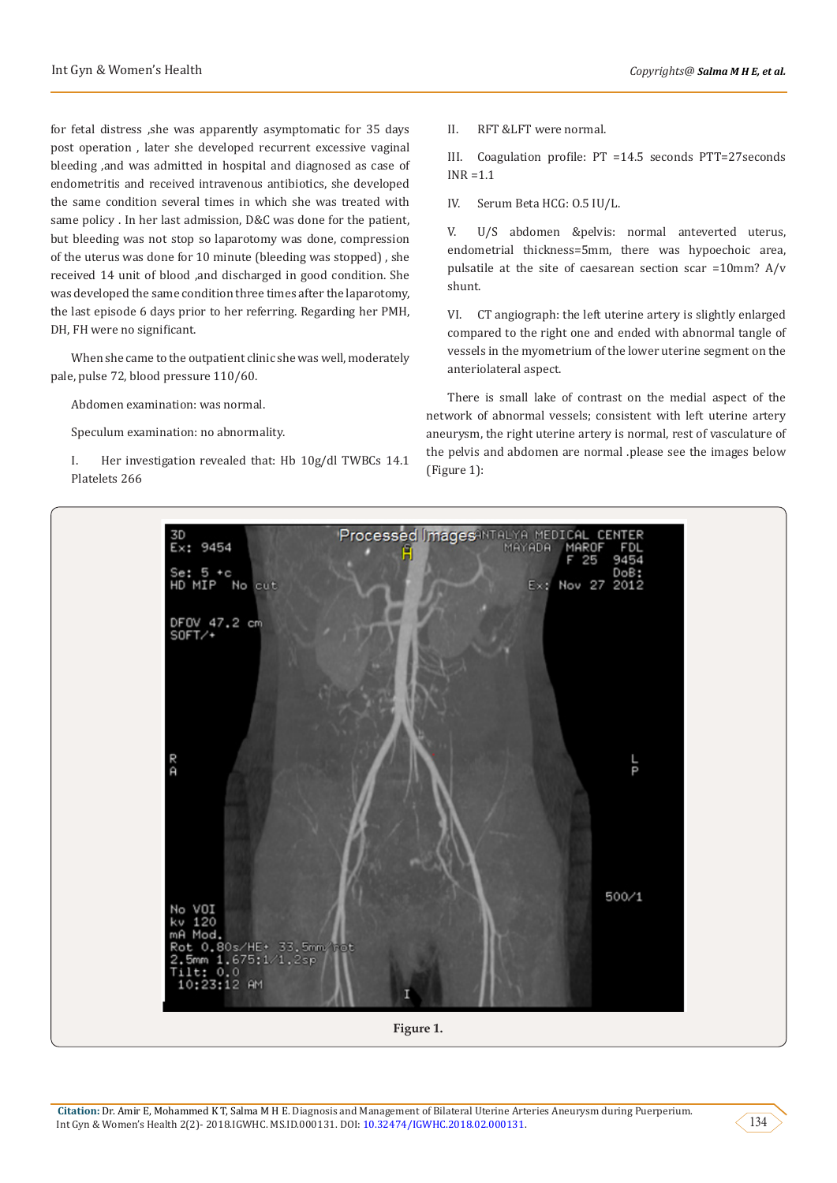for fetal distress ,she was apparently asymptomatic for 35 days post operation , later she developed recurrent excessive vaginal bleeding ,and was admitted in hospital and diagnosed as case of endometritis and received intravenous antibiotics, she developed the same condition several times in which she was treated with same policy . In her last admission, D&C was done for the patient, but bleeding was not stop so laparotomy was done, compression of the uterus was done for 10 minute (bleeding was stopped) , she received 14 unit of blood ,and discharged in good condition. She was developed the same condition three times after the laparotomy, the last episode 6 days prior to her referring. Regarding her PMH, DH, FH were not significant.

When she came to the outpatient clinic she was well, moderately pale, pulse 72, blood pressure 110/60.

Abdomen examination: was normal.

Speculum examination: no abnormality.

I. Her investigation revealed that: Hb 10g/dl TWBCs 14.1 Platelets 266

II. RFT &LFT were normal.

III. Coagulation profile: PT =14.5 seconds PTT=27seconds INR =1.1

IV. Serum Beta HCG: 0.5 IU/L.

V. U/S abdomen &pelvis: normal anteverted uterus, endometrial thickness=5mm, there was hypoechoic area, pulsatile at the site of caesarean section scar =10mm? A/v shunt.

VI. CT angiograph: the left uterine artery is slightly enlarged compared to the right one and ended with abnormal tangle of vessels in the myometrium of the lower uterine segment on the anteriolateral aspect.

There is small lake of contrast on the medial aspect of the network of abnormal vessels; consistent with left uterine artery aneurysm, the right uterine artery is normal, rest of vasculature of the pelvis and abdomen are normal .please see the images below (Figure 1):

**Figure 1.**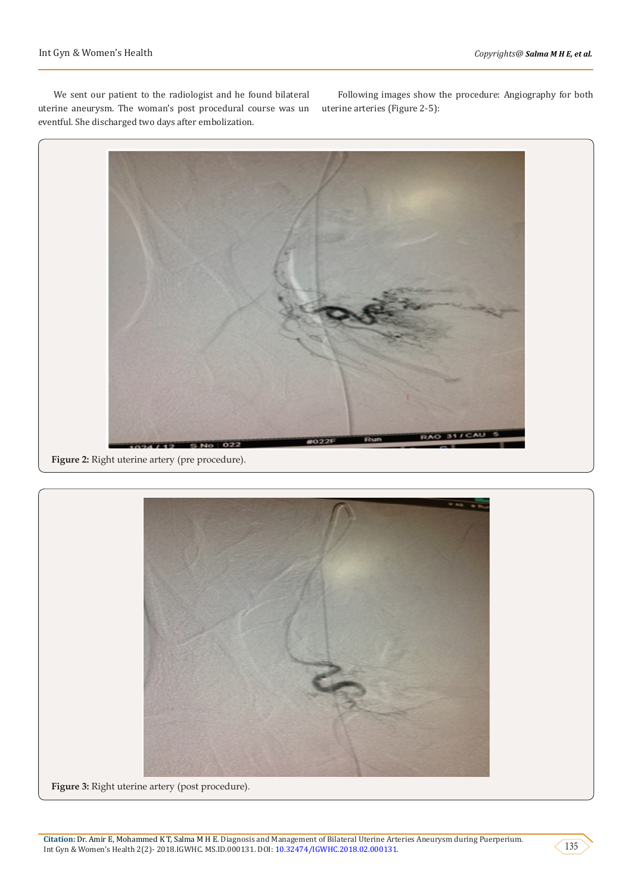We sent our patient to the radiologist and he found bilateral uterine aneurysm. The woman's post procedural course was un eventful. She discharged two days after embolization.

Following images show the procedure: Angiography for both uterine arteries (Figure 2-5):

**Figure 2:** Right uterine artery (pre procedure).

**Figure 3:** Right uterine artery (post procedure).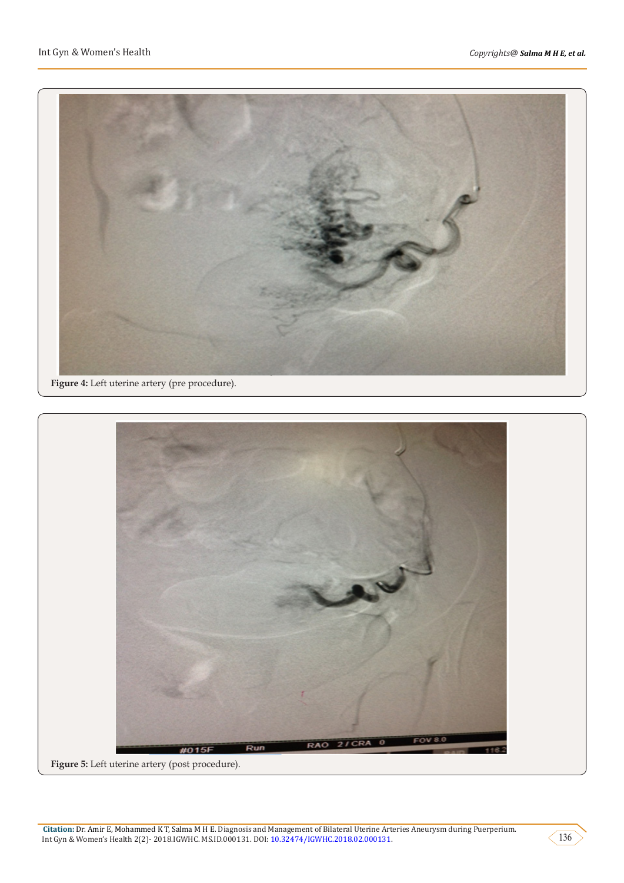Figure 4: Left uterine artery (pre procedure).

Figure 5: Left uterine artery (post procedure).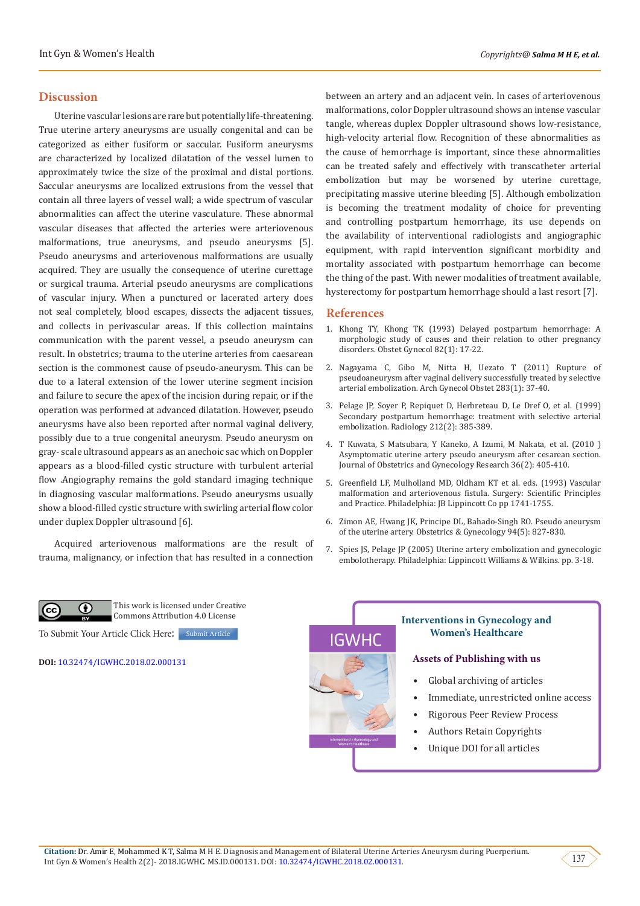## Discussion

Uterine vascular lesions are rare but potentially life-threatening. True uterine artery aneurysms are usually congenital and can be categorized as either fusiform or saccular. Fusiform aneurysms are characterized by localized dilatation of the vessel lumen to approximately twice the size of the proximal and distal portions. Saccular aneurysms are localized extrusions from the vessel that contain all three layers of vessel wall; a wide spectrum of vascular abnormalities can affect the uterine vasculature. These abnormal vascular diseases that affected the arteries were arteriovenous malformations, true aneurysms, and pseudo aneurysms [5]. Pseudo aneurysms and arteriovenous malformations are usually acquired. They are usually the consequence of uterine curettage or surgical trauma. Arterial pseudo aneurysms are complications of vascular injury. When a punctured or lacerated artery does not seal completely, blood escapes, dissects the adjacent tissues, and collects in perivascular areas. If this collection maintains communication with the parent vessel, a pseudo aneurysm can result. In obstetrics; trauma to the uterine arteries from caesarean section is the commonest cause of pseudo-aneurysm. This can be due to a lateral extension of the lower uterine segment incision and failure to secure the apex of the incision during repair, or if the operation was performed at advanced dilatation. However, pseudo aneurysms have also been reported after normal vaginal delivery, possibly due to a true congenital aneurysm. Pseudo aneurysm on gray- scale ultrasound appears as an anechoic sac which on Doppler appears as a blood-filled cystic structure with turbulent arterial flow .Angiography remains the gold standard imaging technique in diagnosing vascular malformations. Pseudo aneurysms usually show a blood-filled cystic structure with swirling arterial flow color under duplex Doppler ultrasound [6].

Acquired arteriovenous malformations are the result of trauma, malignancy, or infection that has resulted in a connection between an artery and an adjacent vein. In cases of arteriovenous malformations, color Doppler ultrasound shows an intense vascular tangle, whereas duplex Doppler ultrasound shows low-resistance, high-velocity arterial flow. Recognition of these abnormalities as the cause of hemorrhage is important, since these abnormalities can be treated safely and effectively with transcatheter arterial embolization but may be worsened by uterine curettage, precipitating massive uterine bleeding [5]. Although embolization is becoming the treatment modality of choice for preventing and controlling postpartum hemorrhage, its use depends on the availability of interventional radiologists and angiographic equipment, with rapid intervention significant morbidity and mortality associated with postpartum hemorrhage can become the thing of the past. With newer modalities of treatment available, hysterectomy for postpartum hemorrhage should a last resort [7].

## References

1. Khong TY, Khong TK (1993) Delayed postpartum hemorrhage: A morphologic study of causes and their relation to other pregnancy disorders. Obstet Gynecol 82(1): 17-22.
2. Nagayama C, Gibo M, Nitta H, Uezato T (2011) Rupture of pseudoaneurysm after vaginal delivery successfully treated by selective arterial embolization. Arch Gynecol Obstet 283(1): 37-40.
3. Pelage JP, Soyer P, Repiquet D, Herbreteau D, Le Dref O, et al. (1999) Secondary postpartum hemorrhage: treatment with selective arterial embolization. Radiology 212(2): 385-389.
4. T Kuwata, S Matsubara, Y Kaneko, A Izumi, M Nakata, et al. (2010 ) Asymptomatic uterine artery pseudo aneurysm after cesarean section. Journal of Obstetrics and Gynecology Research 36(2): 405-410.
5. Greenfield LF, Mulholland MD, Oldham KT et al. eds. (1993) Vascular malformation and arteriovenous fistula. Surgery: Scientific Principles and Practice. Philadelphia: JB Lippincott Co pp 1741-1755.
6. Zimon AE, Hwang JK, Principe DL, Bahado-Singh RO. Pseudo aneurysm of the uterine artery. Obstetrics & Gynecology 94(5): 827-830.
7. Spies JS, Pelage JP (2005) Uterine artery embolization and gynecologic embolotherapy. Philadelphia: Lippincott Williams & Wilkins. pp. 3-18.

This work is licensed under Creative Commons Attribution 4.0 License

To Submit Your Article Click Here: Submit Article

**DOI:** 10.32474/IGWHC.2018.02.000131

**Interventions in Gynecology and Women's Healthcare**

**Assets of Publishing with us**

- Global archiving of articles
- Immediate, unrestricted online access
- Rigorous Peer Review Process
- Authors Retain Copyrights
- Unique DOI for all articles

**Citation:** Dr. Amir E, Mohammed K T, Salma M H E. Diagnosis and Management of Bilateral Uterine Arteries Aneurysm during Puerperium. Int Gyn & Women's Health 2(2)- 2018.IGWHC. MS.ID.000131. DOI: 10.32474/IGWHC.2018.02.000131.